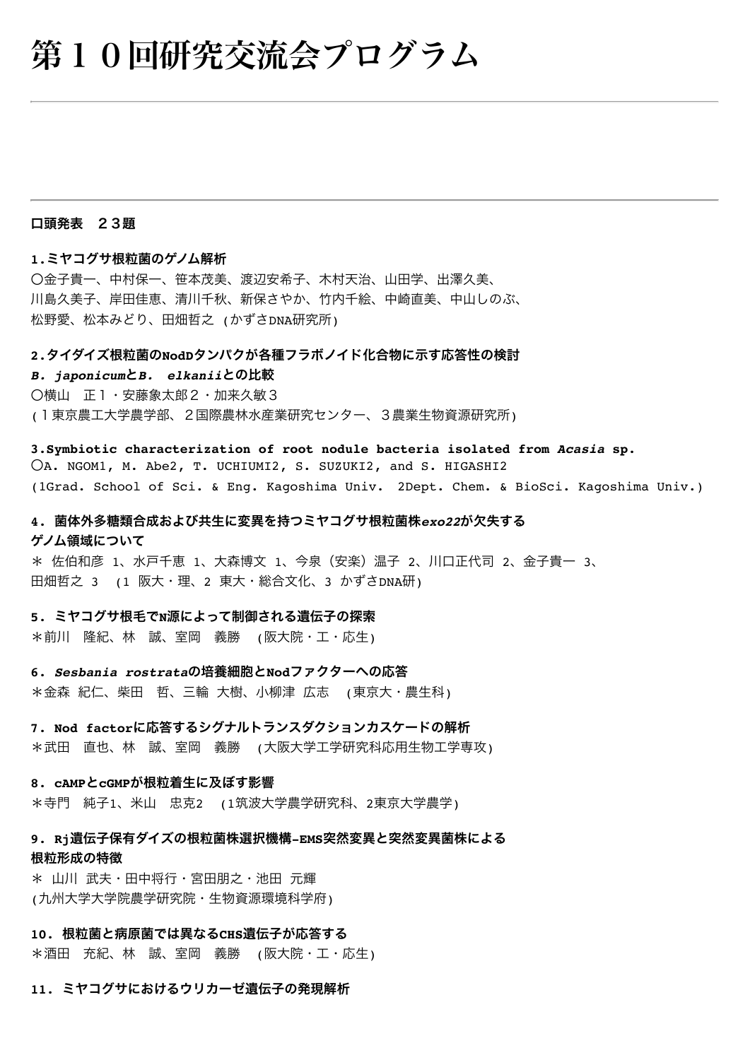# 第１０回研究交流会プログラム

---

---

**口頭発表　２３題**

**1.ミヤコグサ根粒菌のゲノム解析**
○金子貴一、中村保一、笹本茂美、渡辺安希子、木村天治、山田学、出澤久美、
川島久美子、岸田佳恵、清川千秋、新保さやか、竹内千絵、中崎直美、中山しのぶ、
松野愛、松本みどり、田畑哲之 (かずさDNA研究所)

**2.タイダイズ根粒菌のNodDタンパクが各種フラボノイド化合物に示す応答性の検討**
***B. japonicum*と*B. elkanii*との比較**
○横山　正１・安藤象太郎２・加来久敏３
(１東京農工大学農学部、２国際農林水産業研究センター、３農業生物資源研究所)

**3.Symbiotic characterization of root nodule bacteria isolated from *Acasia* sp.**
○A. NGOM1, M. Abe2, T. UCHIUMI2, S. SUZUKI2, and S. HIGASHI2
(1Grad. School of Sci. & Eng. Kagoshima Univ.  2Dept. Chem. & BioSci. Kagoshima Univ.)

**4．菌体外多糖類合成および共生に変異を持つミヤコグサ根粒菌株*exo22*が欠失する**
**ゲノム領域について**
＊ 佐伯和彦 1、水戸千恵 1、大森博文 1、今泉（安楽）温子 2、川口正代司 2、金子貴一 3、
田畑哲之 3　(1 阪大・理、2 東大・総合文化、3 かずさDNA研)

**5．ミヤコグサ根毛でN源によって制御される遺伝子の探索**
＊前川　隆紀、林　誠、室岡　義勝　(阪大院・工・応生)

**6．*Sesbania rostrata*の培養細胞とNodファクターへの応答**
＊金森　紀仁、柴田　哲、三輪　大樹、小柳津　広志　(東京大・農生科)

**7．Nod factorに応答するシグナルトランスダクションカスケードの解析**
＊武田　直也、林　誠、室岡　義勝　(大阪大学工学研究科応用生物工学専攻)

**8．cAMPとcGMPが根粒着生に及ぼす影響**
＊寺門　純子1、米山　忠克2　(1筑波大学農学研究科、2東京大学農学)

**9．Rj遺伝子保有ダイズの根粒菌株選択機構-EMS突然変異と突然変異菌株による**
**根粒形成の特徴**
＊ 山川　武夫・田中将行・宮田朋之・池田　元輝
(九州大学大学院農学研究院・生物資源環境科学府)

**10．根粒菌と病原菌では異なるCHS遺伝子が応答する**
＊酒田　充紀、林　誠、室岡　義勝　(阪大院・工・応生)

**11．ミヤコグサにおけるウリカーゼ遺伝子の発現解析**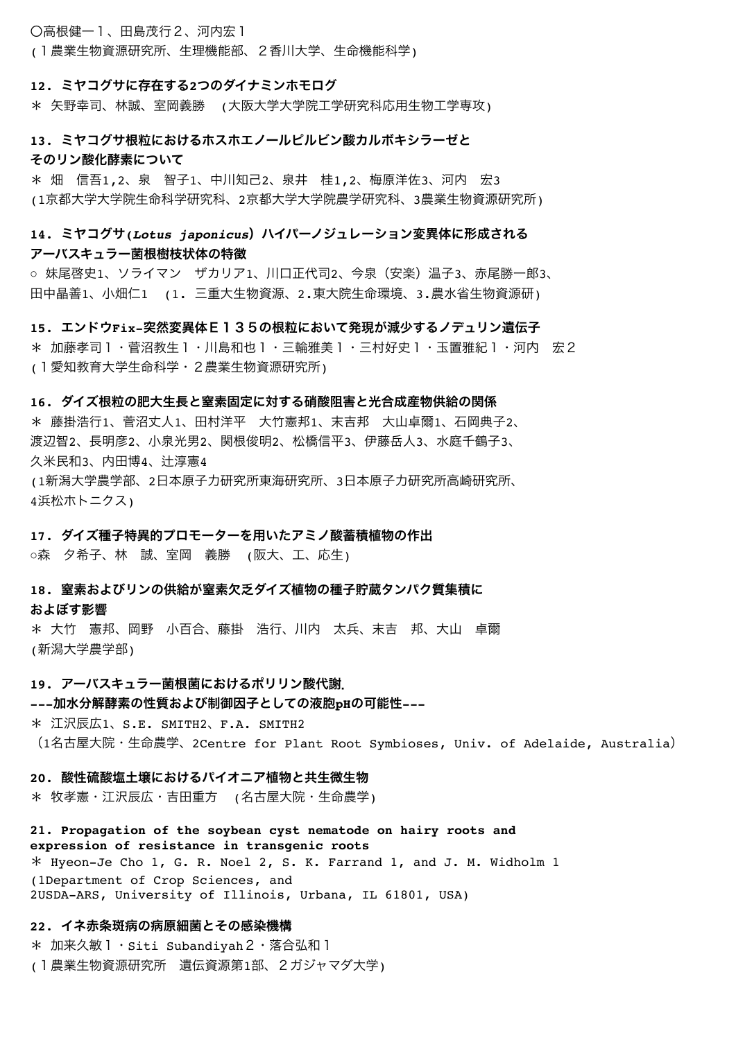〇高根健一1、田島茂行2、河内宏1
(1農業生物資源研究所、生理機能部、2香川大学、生命機能科学)

**12．ミヤコグサに存在する2つのダイナミンホモログ**

＊ 矢野幸司、林誠、室岡義勝　(大阪大学大学院工学研究科応用生物工学専攻)

**13．ミヤコグサ根粒におけるホスホエノールピルビン酸カルボキシラーゼとそのリン酸化酵素について**

＊ 畑　信吾1,2、泉　智子1、中川知己2、泉井　桂1,2、梅原洋佐3、河内　宏3
(1京都大学大学院生命科学研究科、2京都大学大学院農学研究科、3農業生物資源研究所)

**14．ミヤコグサ(*Lotus japonicus*) ハイパーノジュレーション変異体に形成されるアーバスキュラー菌根樹枝状体の特徴**

○ 妹尾啓史1、ソライマン　ザカリア1、川口正代司2、今泉（安楽）温子3、赤尾勝一郎3、田中晶善1、小畑仁1　(1. 三重大生物資源、2.東大院生命環境、3.農水省生物資源研)

**15．エンドウFix-突然変異体Ｅ１３５の根粒において発現が減少するノデュリン遺伝子**

＊ 加藤孝司1・菅沼教生1・川島和也1・三輪雅美1・三村好史1・玉置雅紀1・河内　宏2
(1愛知教育大学生命科学・2農業生物資源研究所)

**16．ダイズ根粒の肥大生長と窒素固定に対する硝酸阻害と光合成産物供給の関係**

＊ 藤掛浩行1、菅沼丈人1、田村洋平　大竹憲邦1、末吉邦　大山卓爾1、石岡典子2、渡辺智2、長明彦2、小泉光男2、関根俊明2、松橋信平3、伊藤岳人3、水庭千鶴子3、久米民和3、内田博4、辻淳憲4
(1新潟大学農学部、2日本原子力研究所東海研究所、3日本原子力研究所高崎研究所、4浜松ホトニクス)

**17．ダイズ種子特異的プロモーターを用いたアミノ酸蓄積植物の作出**

○森　夕希子、林　誠、室岡　義勝　(阪大、工、応生)

**18．窒素およびリンの供給が窒素欠乏ダイズ植物の種子貯蔵タンパク質集積におよぼす影響**

＊ 大竹　憲邦、岡野　小百合、藤掛　浩行、川内　太兵、末吉　邦、大山　卓爾
(新潟大学農学部)

**19．アーバスキュラー菌根菌におけるポリリン酸代謝.**
**---加水分解酵素の性質および制御因子としての液胞pHの可能性---**

＊ 江沢辰広1、S.E. SMITH2、F.A. SMITH2
(1名古屋大院・生命農学、2Centre for Plant Root Symbioses, Univ. of Adelaide, Australia)

**20．酸性硫酸塩土壌におけるパイオニア植物と共生微生物**

＊ 牧孝憲・江沢辰広・吉田重方　(名古屋大院・生命農学)

**21. Propagation of the soybean cyst nematode on hairy roots and expression of resistance in transgenic roots**

* Hyeon-Je Cho 1, G. R. Noel 2, S. K. Farrand 1, and J. M. Widholm 1
(1Department of Crop Sciences, and
2USDA-ARS, University of Illinois, Urbana, IL 61801, USA)

**22．イネ赤条斑病の病原細菌とその感染機構**

＊ 加来久敏1・Siti Subandiyah2・落合弘和1
(1農業生物資源研究所　遺伝資源第1部、2ガジャマダ大学)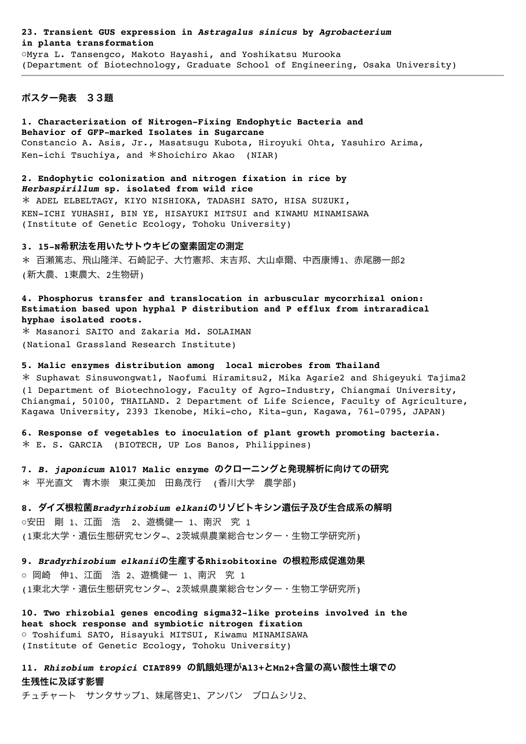**23. Transient GUS expression in *Astragalus sinicus* by *Agrobacterium* in planta transformation**
○Myra L. Tansengco, Makoto Hayashi, and Yoshikatsu Murooka
(Department of Biotechnology, Graduate School of Engineering, Osaka University)

---

## ポスター発表　３３題

**1. Characterization of Nitrogen-Fixing Endophytic Bacteria and Behavior of GFP-marked Isolates in Sugarcane**
Constancio A. Asis, Jr., Masatsugu Kubota, Hiroyuki Ohta, Yasuhiro Arima, Ken-ichi Tsuchiya, and ＊Shoichiro Akao　(NIAR)

**2. Endophytic colonization and nitrogen fixation in rice by *Herbaspirillum* sp. isolated from wild rice**
＊ ADEL ELBELTAGY, KIYO NISHIOKA, TADASHI SATO, HISA SUZUKI, KEN-ICHI YUHASHI, BIN YE, HISAYUKI MITSUI and KIWAMU MINAMISAWA
(Institute of Genetic Ecology, Tohoku University)

**3. 15-N希釈法を用いたサトウキビの窒素固定の測定**
＊ 百瀬篤志、飛山隆洋、石崎記子、大竹憲邦、末吉邦、大山卓爾、中西康博[1]、赤尾勝一郎[2]
(新大農、[1]東農大、[2]生物研)

**4. Phosphorus transfer and translocation in arbuscular mycorrhizal onion: Estimation based upon hyphal P distribution and P efflux from intraradical hyphae isolated roots.**
＊ Masanori SAITO and Zakaria Md. SOLAIMAN
(National Grassland Research Institute)

**5. Malic enzymes distribution among　local microbes from Thailand**
＊ Suphawat Sinsuwongwat[1], Naofumi Hiramitsu[2], Mika Agarie[2] and Shigeyuki Tajima[2]
([1] Department of Biotechnology, Faculty of Agro-Industry, Chiangmai University, Chiangmai, 50100, THAILAND. [2] Department of Life Science, Faculty of Agriculture, Kagawa University, 2393 Ikenobe, Miki-cho, Kita-gun, Kagawa, 761-0795, JAPAN)

**6. Response of vegetables to inoculation of plant growth promoting bacteria.**
＊ E. S. GARCIA　(BIOTECH, UP Los Banos, Philippines)

**7. *B. japonicum* A1017 Malic enzyme のクローニングと発現解析に向けての研究**
＊ 平光直文　青木崇　東江美加　田島茂行　(香川大学　農学部)

**8. ダイズ根粒菌*Bradyrhizobium elkani*のリゾビトキシン遺伝子及び生合成系の解明**
○安田　剛 [1]、江面　浩　[2]、遊橋健一 [1]、南沢　究 [1]
([1]東北大学・遺伝生態研究センタ−、[2]茨城県農業総合センター・生物工学研究所)

**9. *Bradyrhizobium elkanii*の生産するRhizobitoxine の根粒形成促進効果**
○ 岡崎　伸[1]、江面　浩 [2]、遊橋健一 [1]、南沢　究 [1]
([1]東北大学・遺伝生態研究センタ−、[2]茨城県農業総合センター・生物工学研究所)

**10. Two rhizobial genes encoding sigma32-like proteins involved in the heat shock response and symbiotic nitrogen fixation**
○ Toshifumi SATO, Hisayuki MITSUI, Kiwamu MINAMISAWA
(Institute of Genetic Ecology, Tohoku University)

**11. *Rhizobium tropici* CIAT899 の飢餓処理が$Al^{3+}$と$Mn^{2+}$含量の高い酸性土壌での生残性に及ぼす影響**
チュチャート　サンタサップ[1]、妹尾啓史[1]、アンパン　ブロムシリ[2]、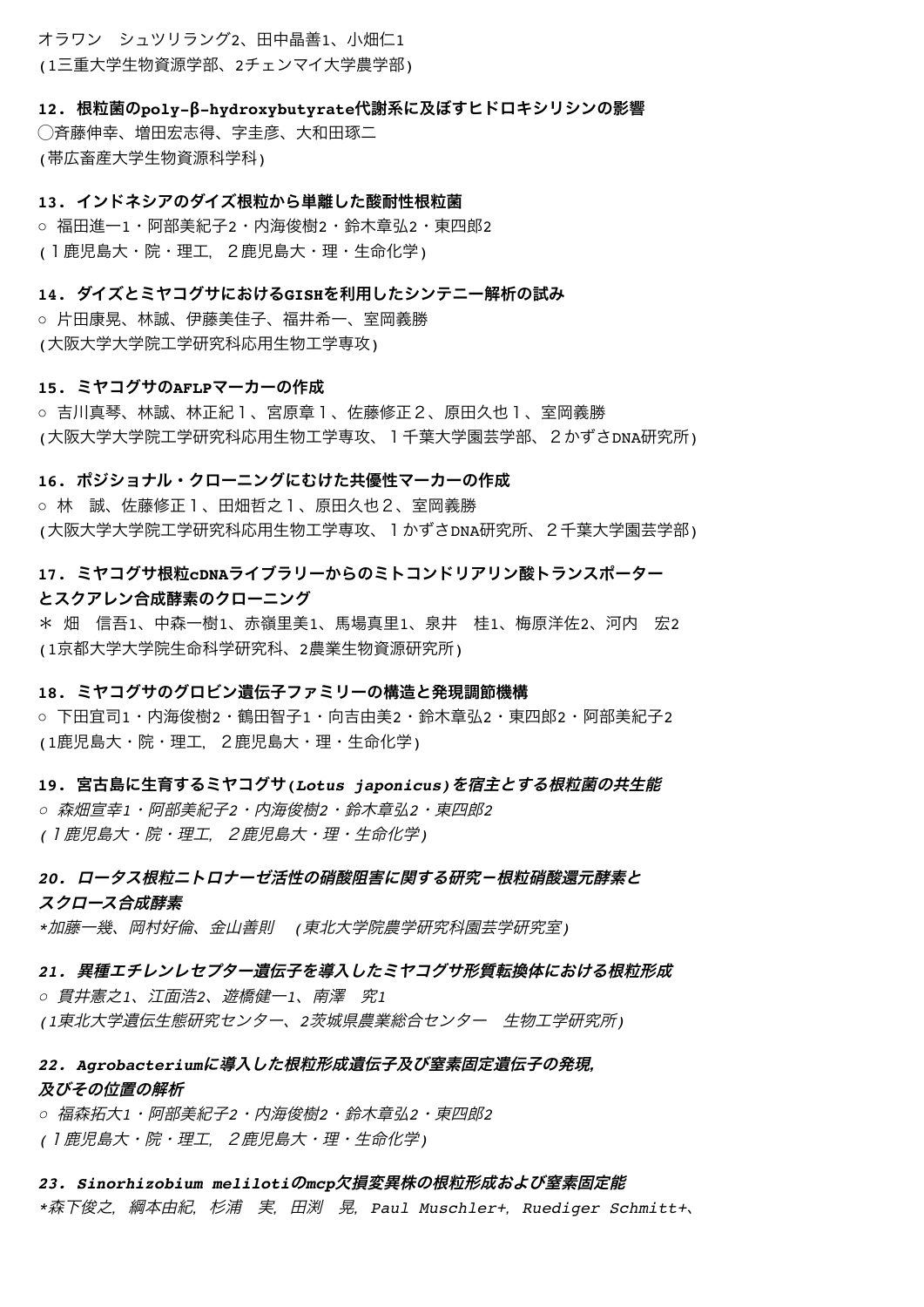オラワン　シュツリラング2、田中晶善1、小畑仁1
(1三重大学生物資源学部、2チェンマイ大学農学部)

**12．根粒菌のpoly-β-hydroxybutyrate代謝系に及ぼすヒドロキシリシンの影響**
〇斉藤伸幸、増田宏志得、宇圭彦、大和田琢二
(帯広畜産大学生物資源科学科)

**13．インドネシアのダイズ根粒から単離した酸耐性根粒菌**
○ 福田進一1・阿部美紀子2・内海俊樹2・鈴木章弘2・東四郎2
(１鹿児島大・院・理工, ２鹿児島大・理・生命化学)

**14．ダイズとミヤコグサにおけるGISHを利用したシンテニー解析の試み**
○ 片田康晃、林誠、伊藤美佳子、福井希一、室岡義勝
(大阪大学大学院工学研究科応用生物工学専攻)

**15．ミヤコグサのAFLPマーカーの作成**
○ 吉川真琴、林誠、林正紀１、宮原章１、佐藤修正２、原田久也１、室岡義勝
(大阪大学大学院工学研究科応用生物工学専攻、１千葉大学園芸学部、２かずさDNA研究所)

**16．ポジショナル・クローニングにむけた共優性マーカーの作成**
○ 林　誠、佐藤修正１、田畑哲之１、原田久也２、室岡義勝
(大阪大学大学院工学研究科応用生物工学専攻、１かずさDNA研究所、２千葉大学園芸学部)

**17．ミヤコグサ根粒cDNAライブラリーからのミトコンドリアリン酸トランスポーターとスクアレン合成酵素のクローニング**
＊ 畑　信吾1、中森一樹1、赤嶺里美1、馬場真里1、泉井　桂1、梅原洋佐2、河内　宏2
(1京都大学大学院生命科学研究科、2農業生物資源研究所)

**18．ミヤコグサのグロビン遺伝子ファミリーの構造と発現調節機構**
○ 下田宜司1・内海俊樹2・鶴田智子1・向吉由美2・鈴木章弘2・東四郎2・阿部美紀子2
(1鹿児島大・院・理工, ２鹿児島大・理・生命化学)

***19．宮古島に生育するミヤコグサ(Lotus japonicus)を宿主とする根粒菌の共生能***
*○ 森畑宣幸1・阿部美紀子2・内海俊樹2・鈴木章弘2・東四郎2*
*(１鹿児島大・院・理工, ２鹿児島大・理・生命化学)*

***20．ロータス根粒ニトロナーゼ活性の硝酸阻害に関する研究－根粒硝酸還元酵素とスクロース合成酵素***
*＊加藤一幾、岡村好倫、金山善則　(東北大学院農学研究科園芸学研究室)*

***21．異種エチレンレセプター遺伝子を導入したミヤコグサ形質転換体における根粒形成***
*○ 貫井憲之1、江面浩2、遊橋健一1、南澤　究1*
*(1東北大学遺伝生態研究センター、2茨城県農業総合センター　生物工学研究所)*

***22．Agrobacteriumに導入した根粒形成遺伝子及び窒素固定遺伝子の発現，及びその位置の解析***
*○ 福森拓大1・阿部美紀子2・内海俊樹2・鈴木章弘2・東四郎2*
*(１鹿児島大・院・理工, ２鹿児島大・理・生命化学)*

***23．Sinorhizobium melilotiのmcp欠損変異株の根粒形成および窒素固定能***
*＊森下俊之，綱本由紀，杉浦　実，田渕　晃，Paul Muschler+，Ruediger Schmitt+、*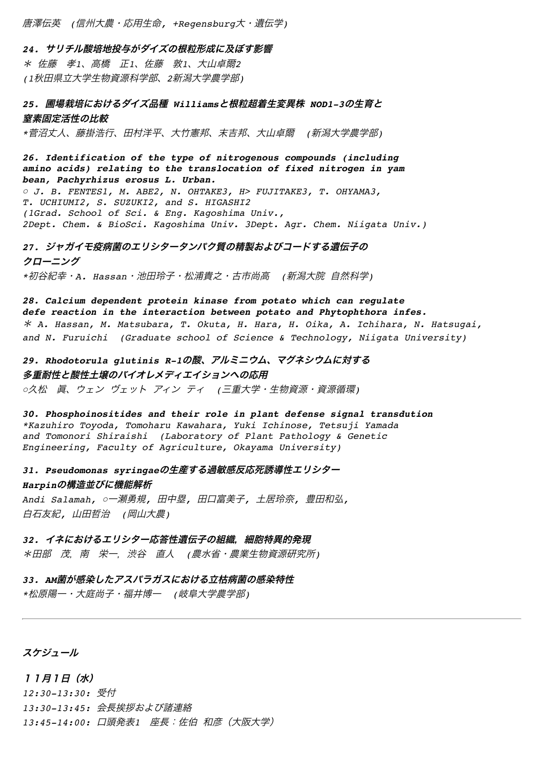唐澤伝英　(信州大農・応用生命，+Regensburg大・遺伝学)

**24. サリチル酸培地投与がダイズの根粒形成に及ぼす影響**

＊ 佐藤　孝1、高橋　正1、佐藤　敦1、大山卓爾2
(1秋田県立大学生物資源科学部、2新潟大学農学部)

**25. 圃場栽培におけるダイズ品種 Williamsと根粒超着生変異株 NOD1-3の生育と窒素固定活性の比較**

*菅沼丈人、藤掛浩行、田村洋平、大竹憲邦、末吉邦、大山卓爾　(新潟大学農学部)

**26. Identification of the type of nitrogenous compounds (including amino acids) relating to the translocation of fixed nitrogen in yam bean, Pachyrhizus erosus L. Urban.**

○ J. B. FENTES1, M. ABE2, N. OHTAKE3, H> FUJITAKE3, T. OHYAMA3, T. UCHIUMI2, S. SUZUKI2, and S. HIGASHI2
(1Grad. School of Sci. & Eng. Kagoshima Univ., 2Dept. Chem. & BioSci. Kagoshima Univ. 3Dept. Agr. Chem. Niigata Univ.)

**27. ジャガイモ疫病菌のエリシタータンパク質の精製およびコードする遺伝子のクローニング**

*初谷紀幸・A. Hassan・池田玲子・松浦貴之・古市尚高　(新潟大院 自然科学)

**28. Calcium dependent protein kinase from potato which can regulate defe reaction in the interaction between potato and Phytophthora infes.**

＊ A. Hassan, M. Matsubara, T. Okuta, H. Hara, H. Oika, A. Ichihara, N. Hatsugai, and N. Furuichi　(Graduate school of Science & Technology, Niigata University)

**29. Rhodotorula glutinis R-1の酸、アルミニウム、マグネシウムに対する多重耐性と酸性土壌のバイオレメディエイションへの応用**

○久松　眞、ウェン ヴェット アィン ティ　(三重大学・生物資源・資源循環)

**30. Phosphoinositides and their role in plant defense signal transdution**

*Kazuhiro Toyoda, Tomoharu Kawahara, Yuki Ichinose, Tetsuji Yamada and Tomonori Shiraishi　(Laboratory of Plant Pathology & Genetic Engineering, Faculty of Agriculture, Okayama University)

**31. Pseudomonas syringaeの生産する過敏感反応死誘導性エリシターHarpinの構造並びに機能解析**

Andi Salamah, ○一瀬勇規, 田中墨, 田口富美子, 土居玲奈, 豊田和弘, 白石友紀, 山田哲治　(岡山大農)

**32. イネにおけるエリシター応答性遺伝子の組織，細胞特異的発現**

＊田部　茂，南　栄一，渋谷　直人　(農水省・農業生物資源研究所)

**33. AM菌が感染したアスパラガスにおける立枯病菌の感染特性**

*松原陽一・大庭尚子・福井博一　(岐阜大学農学部)

---

## スケジュール

### １１月１日（水）

12:30-13:30: 受付
13:30-13:45: 会長挨拶および諸連絡
13:45-14:00: 口頭発表1　座長：佐伯 和彦（大阪大学）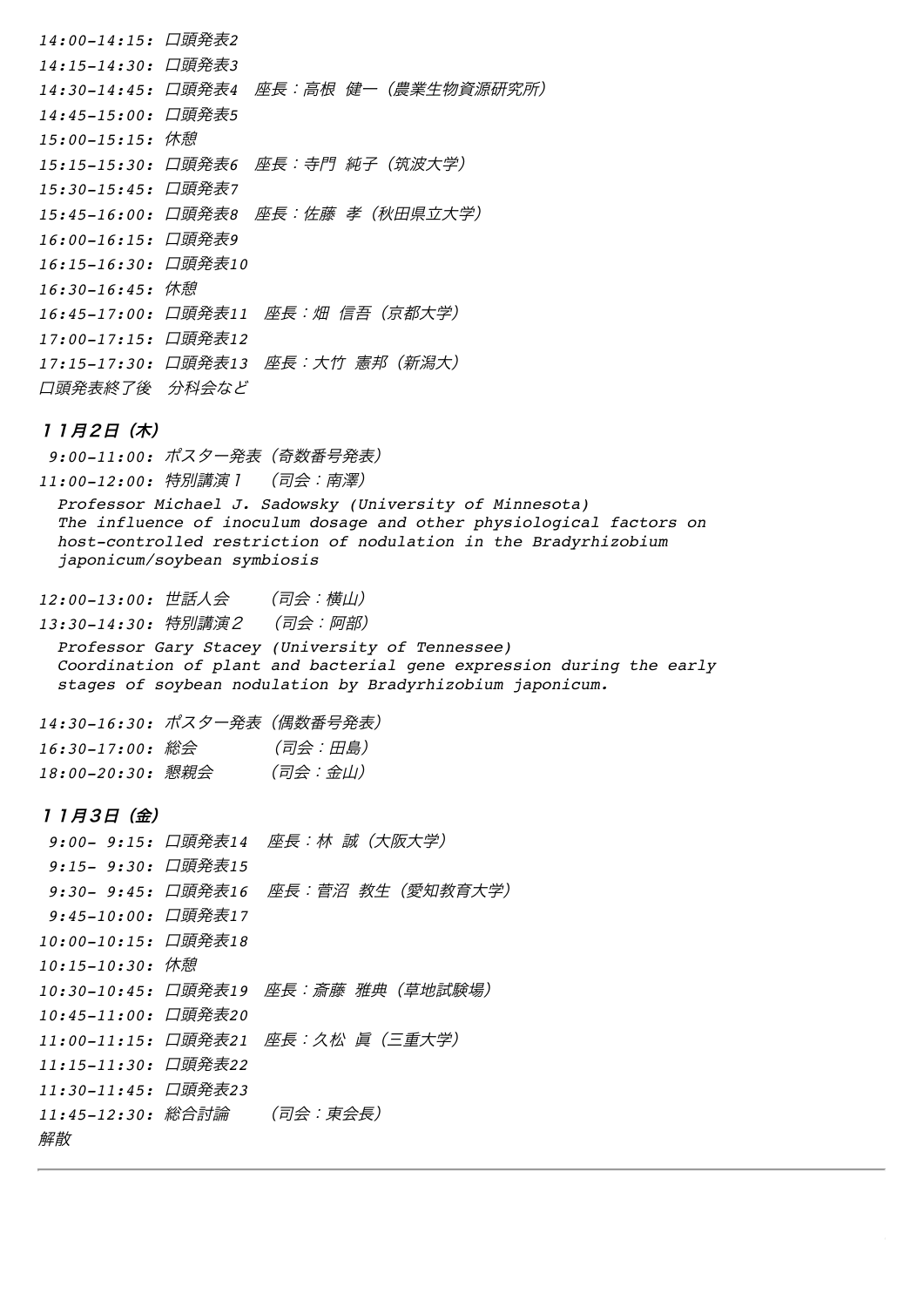*14:00–14:15: 口頭発表2*

*14:15–14:30: 口頭発表3*

*14:30–14:45: 口頭発表4　座長：高根 健一（農業生物資源研究所）*

*14:45–15:00: 口頭発表5*

*15:00–15:15: 休憩*

*15:15–15:30: 口頭発表6　座長：寺門 純子（筑波大学）*

*15:30–15:45: 口頭発表7*

*15:45–16:00: 口頭発表8　座長：佐藤 孝（秋田県立大学）*

*16:00–16:15: 口頭発表9*

*16:15–16:30: 口頭発表10*

*16:30–16:45: 休憩*

*16:45–17:00: 口頭発表11　座長：畑 信吾（京都大学）*

*17:00–17:15: 口頭発表12*

*17:15–17:30: 口頭発表13　座長：大竹 憲邦（新潟大）*

*口頭発表終了後　分科会など*

### *１１月２日（木）*

*9:00–11:00: ポスター発表（奇数番号発表）*

*11:00–12:00: 特別講演１　（司会：南澤）*

*Professor Michael J. Sadowsky (University of Minnesota)*
*The influence of inoculum dosage and other physiological factors on host-controlled restriction of nodulation in the Bradyrhizobium japonicum/soybean symbiosis*

*12:00–13:00: 世話人会　　（司会：横山）*

*13:30–14:30: 特別講演２　（司会：阿部）*

*Professor Gary Stacey (University of Tennessee)*
*Coordination of plant and bacterial gene expression during the early stages of soybean nodulation by Bradyrhizobium japonicum.*

*14:30–16:30: ポスター発表（偶数番号発表）*

*16:30–17:00: 総会　　　（司会：田島）*

*18:00–20:30: 懇親会　　（司会：金山）*

### *１１月３日（金）*

*9:00– 9:15: 口頭発表14　座長：林 誠（大阪大学）*

*9:15– 9:30: 口頭発表15*

*9:30– 9:45: 口頭発表16　座長：菅沼 教生（愛知教育大学）*

*9:45–10:00: 口頭発表17*

*10:00–10:15: 口頭発表18*

*10:15–10:30: 休憩*

*10:30–10:45: 口頭発表19　座長：斎藤 雅典（草地試験場）*

*10:45–11:00: 口頭発表20*

*11:00–11:15: 口頭発表21　座長：久松 眞（三重大学）*

*11:15–11:30: 口頭発表22*

*11:30–11:45: 口頭発表23*

*11:45–12:30: 総合討論　　（司会：東会長）*

*解散*